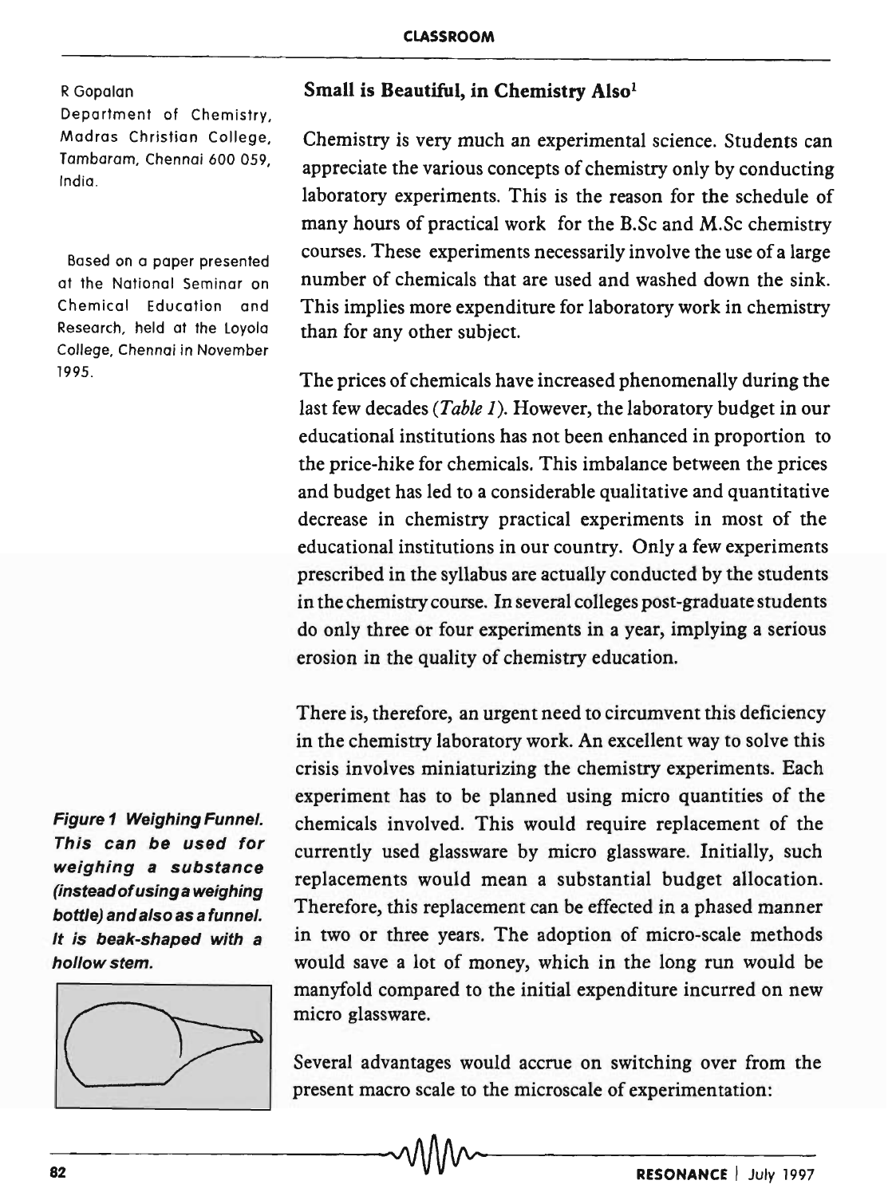R Gopalan

Department of Chemistry, Madras Christian College, Tambaram, Chennai 600 059, India.

Based on a paper presented at the National Seminar on Chemical Education and Research, held at the Loyola College, Chennai in November 1995.

## Small is Beautiful, in Chemistry Also[1]

Chemistry is very much an experimental science. Students can appreciate the various concepts of chemistry only by conducting laboratory experiments. This is the reason for the schedule of many hours of practical work for the B.Sc and M.Sc chemistry courses. These experiments necessarily involve the use of a large number of chemicals that are used and washed down the sink. This implies more expenditure for laboratory work in chemistry than for any other subject.

The prices of chemicals have increased phenomenally during the last few decades (*Table 1*). However, the laboratory budget in our educational institutions has not been enhanced in proportion to the price-hike for chemicals. This imbalance between the prices and budget has led to a considerable qualitative and quantitative decrease in chemistry practical experiments in most of the educational institutions in our country. Only a few experiments prescribed in the syllabus are actually conducted by the students in the chemistry course. In several colleges post-graduate students do only three or four experiments in a year, implying a serious erosion in the quality of chemistry education.

There is, therefore, an urgent need to circumvent this deficiency in the chemistry laboratory work. An excellent way to solve this crisis involves miniaturizing the chemistry experiments. Each experiment has to be planned using micro quantities of the chemicals involved. This would require replacement of the currently used glassware by micro glassware. Initially, such replacements would mean a substantial budget allocation. Therefore, this replacement can be effected in a phased manner in two or three years. The adoption of micro-scale methods would save a lot of money, which in the long run would be manyfold compared to the initial expenditure incurred on new micro glassware.

***Figure 1 Weighing Funnel. This can be used for weighing a substance (instead of using a weighing bottle) and also as a funnel. It is beak-shaped with a hollow stem.***

Several advantages would accrue on switching over from the present macro scale to the microscale of experimentation: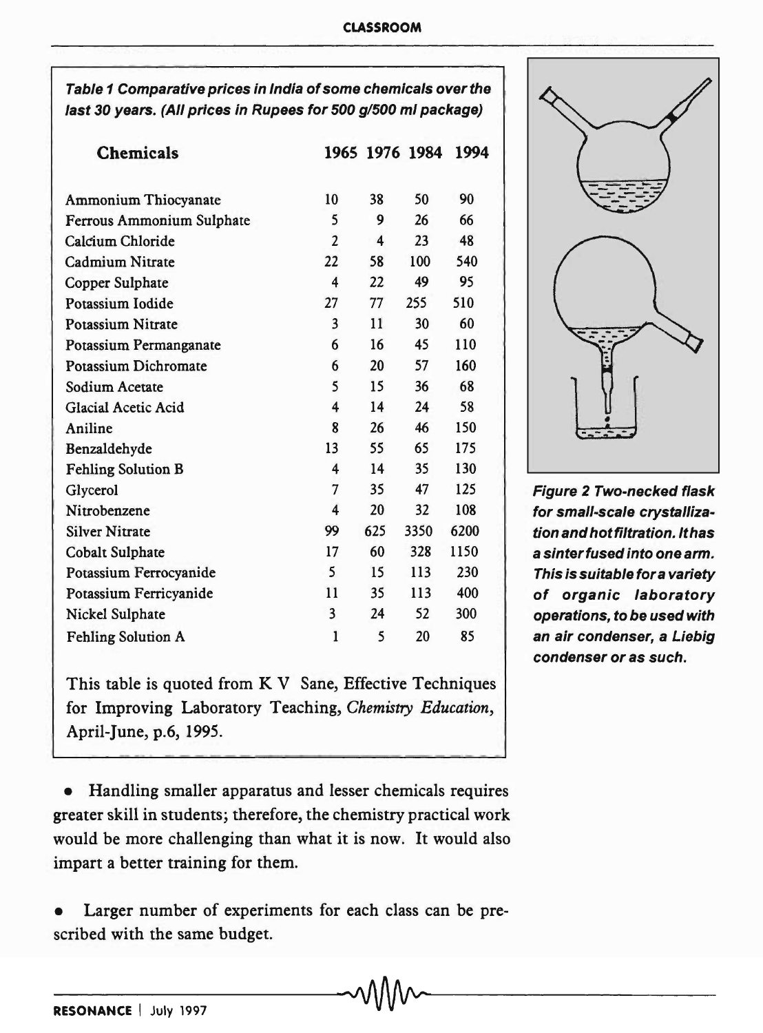**Table 1 Comparative prices in India of some chemicals over the last 30 years. (All prices in Rupees for 500 g/500 ml package)**

| Chemicals | 1965 | 1976 | 1984 | 1994 |
|---|---|---|---|---|
| Ammonium Thiocyanate | 10 | 38 | 50 | 90 |
| Ferrous Ammonium Sulphate | 5 | 9 | 26 | 66 |
| Calcium Chloride | 2 | 4 | 23 | 48 |
| Cadmium Nitrate | 22 | 58 | 100 | 540 |
| Copper Sulphate | 4 | 22 | 49 | 95 |
| Potassium Iodide | 27 | 77 | 255 | 510 |
| Potassium Nitrate | 3 | 11 | 30 | 60 |
| Potassium Permanganate | 6 | 16 | 45 | 110 |
| Potassium Dichromate | 6 | 20 | 57 | 160 |
| Sodium Acetate | 5 | 15 | 36 | 68 |
| Glacial Acetic Acid | 4 | 14 | 24 | 58 |
| Aniline | 8 | 26 | 46 | 150 |
| Benzaldehyde | 13 | 55 | 65 | 175 |
| Fehling Solution B | 4 | 14 | 35 | 130 |
| Glycerol | 7 | 35 | 47 | 125 |
| Nitrobenzene | 4 | 20 | 32 | 108 |
| Silver Nitrate | 99 | 625 | 3350 | 6200 |
| Cobalt Sulphate | 17 | 60 | 328 | 1150 |
| Potassium Ferrocyanide | 5 | 15 | 113 | 230 |
| Potassium Ferricyanide | 11 | 35 | 113 | 400 |
| Nickel Sulphate | 3 | 24 | 52 | 300 |
| Fehling Solution A | 1 | 5 | 20 | 85 |

This table is quoted from K V Sane, Effective Techniques for Improving Laboratory Teaching, *Chemistry Education*, April-June, p.6, 1995.

*Figure 2 Two-necked flask for small-scale crystallization and hot filtration. It has a sinter fused into one arm. This is suitable for a variety of organic laboratory operations, to be used with an air condenser, a Liebig condenser or as such.*

- Handling smaller apparatus and lesser chemicals requires greater skill in students; therefore, the chemistry practical work would be more challenging than what it is now. It would also impart a better training for them.

- Larger number of experiments for each class can be prescribed with the same budget.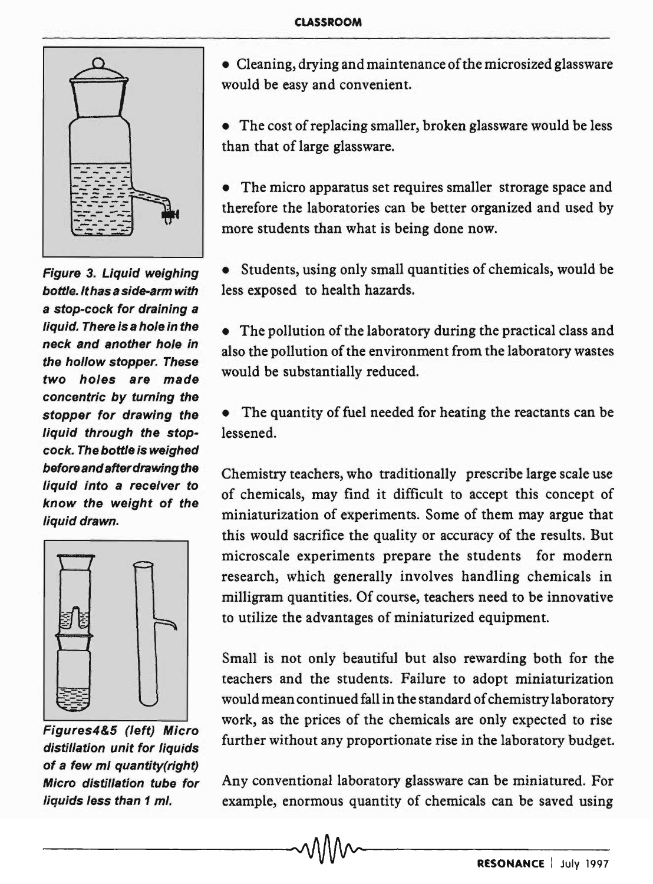*Figure 3. Liquid weighing bottle. It has a side-arm with a stop-cock for draining a liquid. There is a hole in the neck and another hole in the hollow stopper. These two holes are made concentric by turning the stopper for drawing the liquid through the stop-cock. The bottle is weighed before and after drawing the liquid into a receiver to know the weight of the liquid drawn.*

*Figures4&5 (left) Micro distillation unit for liquids of a few ml quantity(right) Micro distillation tube for liquids less than 1 ml.*

- Cleaning, drying and maintenance of the microsized glassware would be easy and convenient.

- The cost of replacing smaller, broken glassware would be less than that of large glassware.

- The micro apparatus set requires smaller strorage space and therefore the laboratories can be better organized and used by more students than what is being done now.

- Students, using only small quantities of chemicals, would be less exposed to health hazards.

- The pollution of the laboratory during the practical class and also the pollution of the environment from the laboratory wastes would be substantially reduced.

- The quantity of fuel needed for heating the reactants can be lessened.

Chemistry teachers, who traditionally prescribe large scale use of chemicals, may find it difficult to accept this concept of miniaturization of experiments. Some of them may argue that this would sacrifice the quality or accuracy of the results. But microscale experiments prepare the students for modern research, which generally involves handling chemicals in milligram quantities. Of course, teachers need to be innovative to utilize the advantages of miniaturized equipment.

Small is not only beautiful but also rewarding both for the teachers and the students. Failure to adopt miniaturization would mean continued fall in the standard of chemistry laboratory work, as the prices of the chemicals are only expected to rise further without any proportionate rise in the laboratory budget.

Any conventional laboratory glassware can be miniatured. For example, enormous quantity of chemicals can be saved using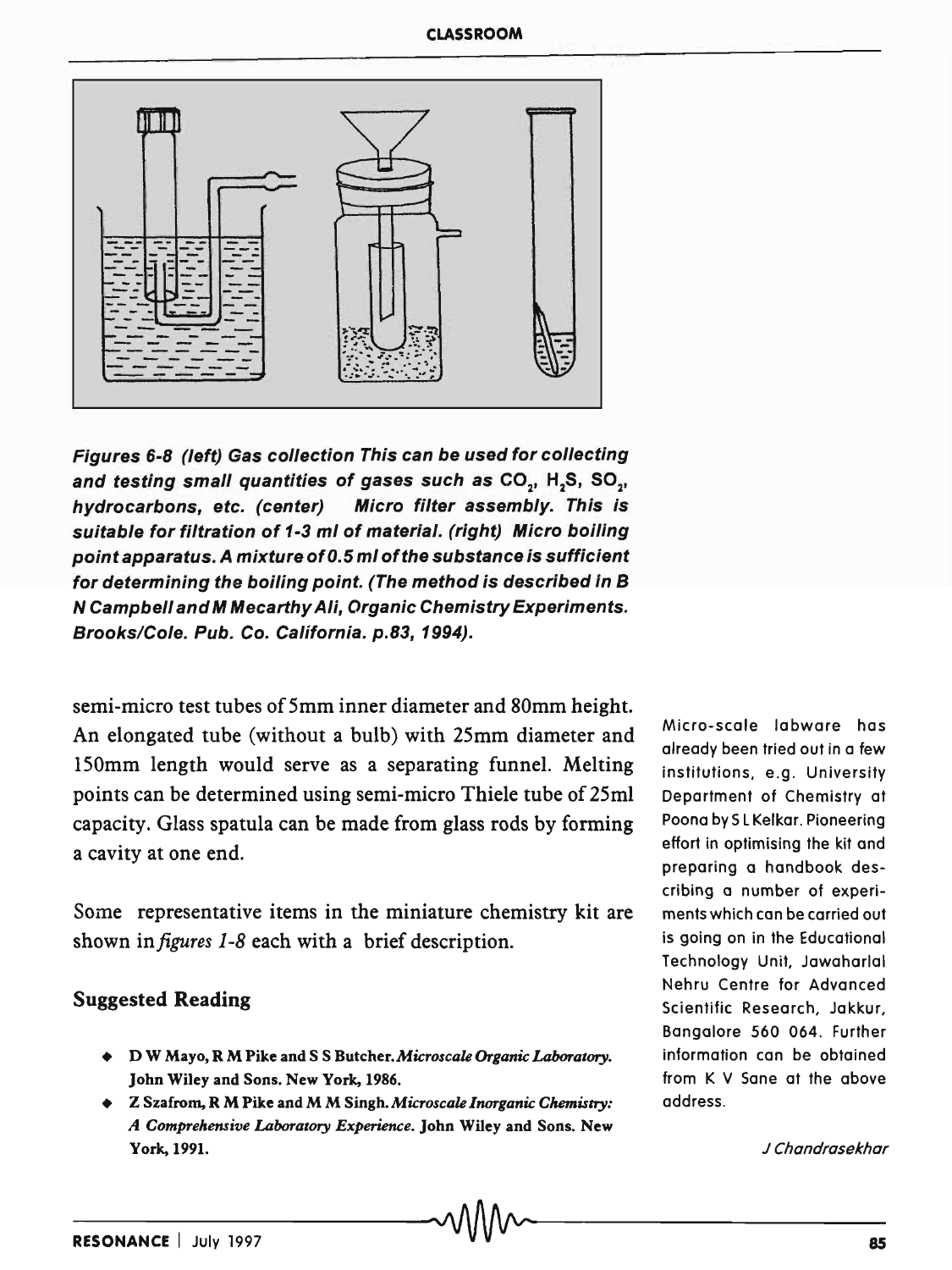*Figures 6-8 (left) Gas collection This can be used for collecting and testing small quantities of gases such as $CO_2$, $H_2S$, $SO_2$, hydrocarbons, etc. (center) Micro filter assembly. This is suitable for filtration of 1-3 ml of material. (right) Micro boiling point apparatus. A mixture of 0.5 ml of the substance is sufficient for determining the boiling point. (The method is described in B N Campbell and M Mecarthy Ali, Organic Chemistry Experiments. Brooks/Cole. Pub. Co. California. p.83, 1994).*

semi-micro test tubes of 5mm inner diameter and 80mm height. An elongated tube (without a bulb) with 25mm diameter and 150mm length would serve as a separating funnel. Melting points can be determined using semi-micro Thiele tube of 25ml capacity. Glass spatula can be made from glass rods by forming a cavity at one end.

Some representative items in the miniature chemistry kit are shown in *figures 1-8* each with a brief description.

## Suggested Reading

- D W Mayo, R M Pike and S S Butcher. *Microscale Organic Laboratory*. John Wiley and Sons. New York, 1986.
- Z Szafrom, R M Pike and M M Singh. *Microscale Inorganic Chemistry: A Comprehensive Laboratory Experience*. John Wiley and Sons. New York, 1991.

Micro-scale labware has already been tried out in a few institutions, e.g. University Department of Chemistry at Poona by S L Kelkar. Pioneering effort in optimising the kit and preparing a handbook describing a number of experiments which can be carried out is going on in the Educational Technology Unit, Jawaharlal Nehru Centre for Advanced Scientific Research, Jakkur, Bangalore 560 064. Further information can be obtained from K V Sane at the above address.

*J Chandrasekhar*